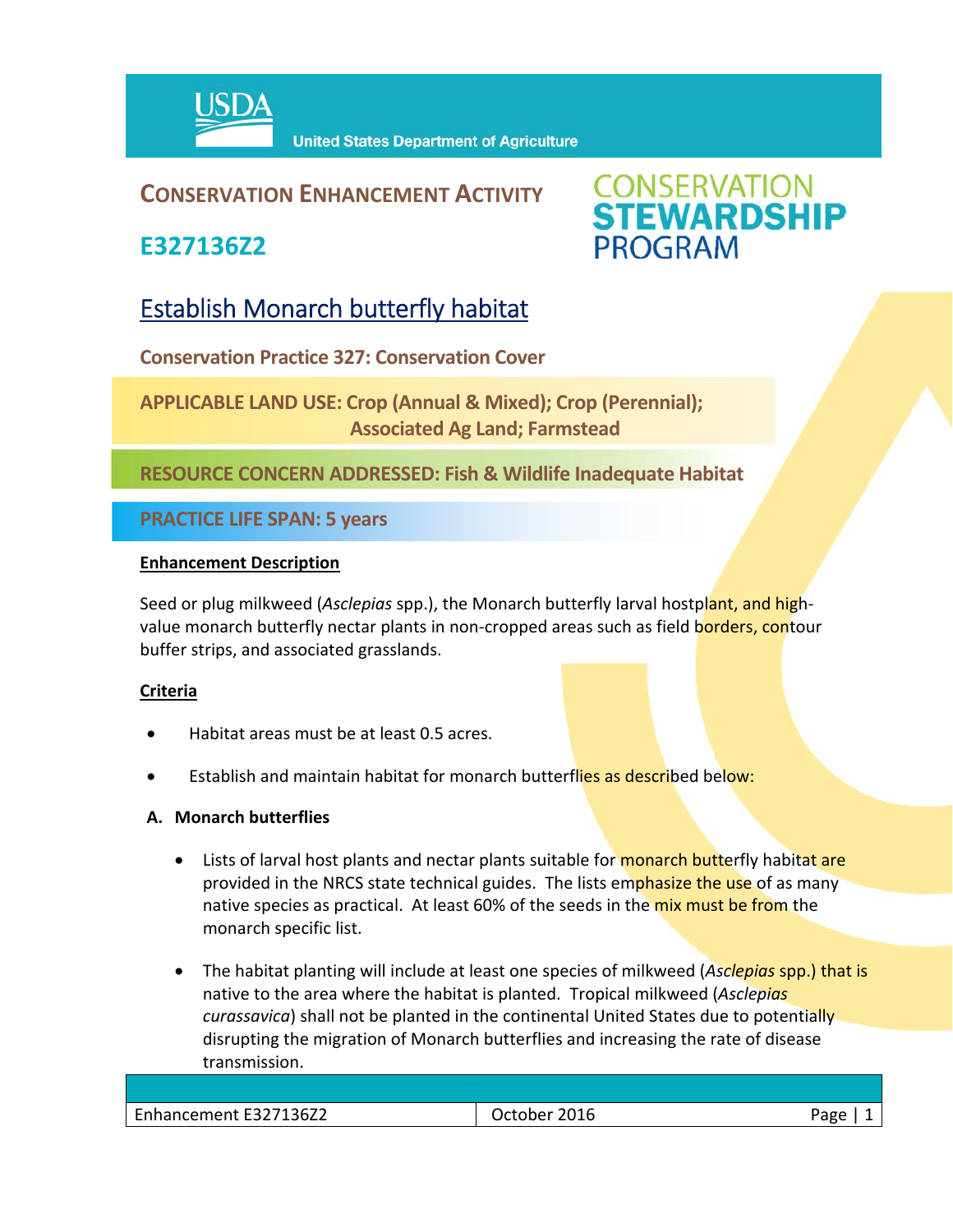**USDA** United States Department of Agriculture

## CONSERVATION ENHANCEMENT ACTIVITY

## E327136Z2

CONSERVATION STEWARDSHIP PROGRAM

# Establish Monarch butterfly habitat

**Conservation Practice 327: Conservation Cover**

**APPLICABLE LAND USE: Crop (Annual & Mixed); Crop (Perennial); Associated Ag Land; Farmstead**

**RESOURCE CONCERN ADDRESSED: Fish & Wildlife Inadequate Habitat**

**PRACTICE LIFE SPAN: 5 years**

**Enhancement Description**

Seed or plug milkweed (*Asclepias* spp.), the Monarch butterfly larval hostplant, and high-value monarch butterfly nectar plants in non-cropped areas such as field borders, contour buffer strips, and associated grasslands.

**Criteria**

- Habitat areas must be at least 0.5 acres.
- Establish and maintain habitat for monarch butterflies as described below:

**A. Monarch butterflies**

- Lists of larval host plants and nectar plants suitable for monarch butterfly habitat are provided in the NRCS state technical guides. The lists emphasize the use of as many native species as practical. At least 60% of the seeds in the mix must be from the monarch specific list.
- The habitat planting will include at least one species of milkweed (*Asclepias* spp.) that is native to the area where the habitat is planted. Tropical milkweed (*Asclepias curassavica*) shall not be planted in the continental United States due to potentially disrupting the migration of Monarch butterflies and increasing the rate of disease transmission.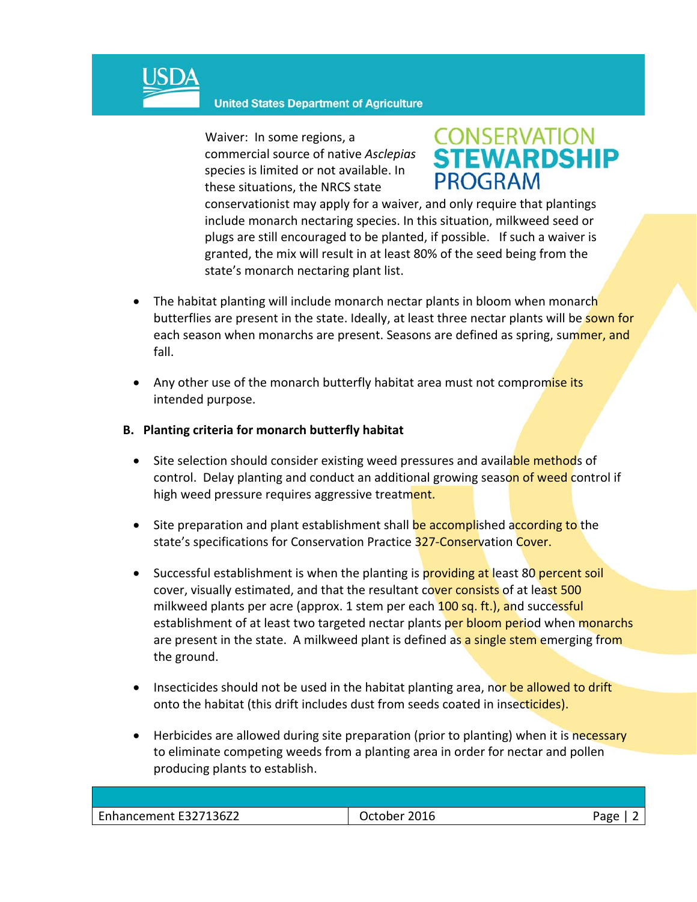Waiver: In some regions, a commercial source of native *Asclepias* species is limited or not available. In these situations, the NRCS state conservationist may apply for a waiver, and only require that plantings include monarch nectaring species. In this situation, milkweed seed or plugs are still encouraged to be planted, if possible. If such a waiver is granted, the mix will result in at least 80% of the seed being from the state's monarch nectaring plant list.

- The habitat planting will include monarch nectar plants in bloom when monarch butterflies are present in the state. Ideally, at least three nectar plants will be sown for each season when monarchs are present. Seasons are defined as spring, summer, and fall.
- Any other use of the monarch butterfly habitat area must not compromise its intended purpose.

**B. Planting criteria for monarch butterfly habitat**

- Site selection should consider existing weed pressures and available methods of control. Delay planting and conduct an additional growing season of weed control if high weed pressure requires aggressive treatment.
- Site preparation and plant establishment shall be accomplished according to the state's specifications for Conservation Practice 327-Conservation Cover.
- Successful establishment is when the planting is providing at least 80 percent soil cover, visually estimated, and that the resultant cover consists of at least 500 milkweed plants per acre (approx. 1 stem per each 100 sq. ft.), and successful establishment of at least two targeted nectar plants per bloom period when monarchs are present in the state. A milkweed plant is defined as a single stem emerging from the ground.
- Insecticides should not be used in the habitat planting area, nor be allowed to drift onto the habitat (this drift includes dust from seeds coated in insecticides).
- Herbicides are allowed during site preparation (prior to planting) when it is necessary to eliminate competing weeds from a planting area in order for nectar and pollen producing plants to establish.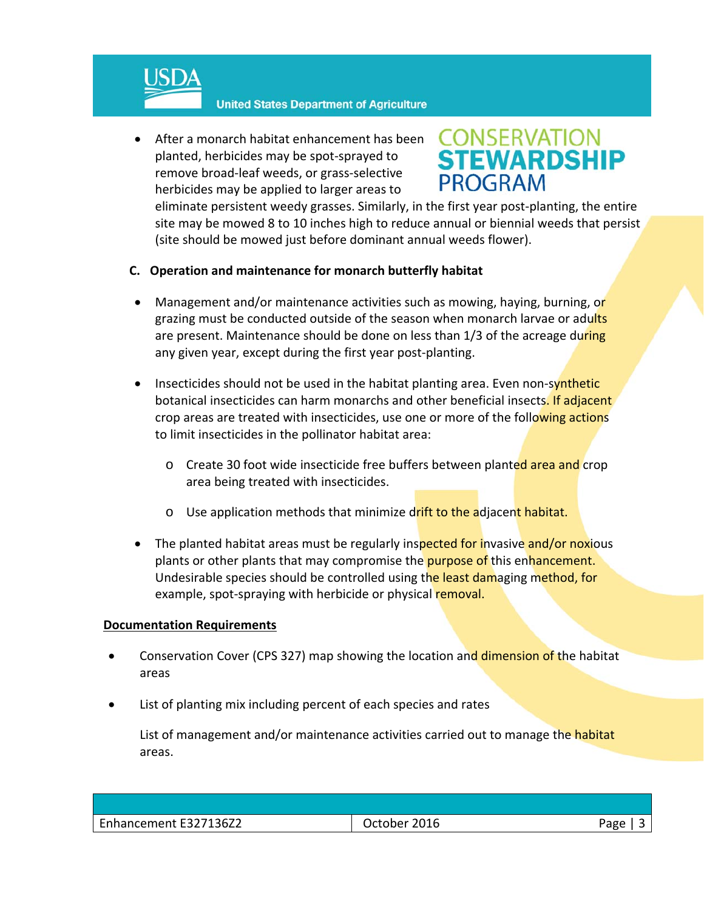- After a monarch habitat enhancement has been planted, herbicides may be spot-sprayed to remove broad-leaf weeds, or grass-selective herbicides may be applied to larger areas to eliminate persistent weedy grasses. Similarly, in the first year post-planting, the entire site may be mowed 8 to 10 inches high to reduce annual or biennial weeds that persist (site should be mowed just before dominant annual weeds flower).

**C. Operation and maintenance for monarch butterfly habitat**

- Management and/or maintenance activities such as mowing, haying, burning, or grazing must be conducted outside of the season when monarch larvae or adults are present. Maintenance should be done on less than 1/3 of the acreage during any given year, except during the first year post-planting.
- Insecticides should not be used in the habitat planting area. Even non-synthetic botanical insecticides can harm monarchs and other beneficial insects. If adjacent crop areas are treated with insecticides, use one or more of the following actions to limit insecticides in the pollinator habitat area:
  - Create 30 foot wide insecticide free buffers between planted area and crop area being treated with insecticides.
  - Use application methods that minimize drift to the adjacent habitat.
- The planted habitat areas must be regularly inspected for invasive and/or noxious plants or other plants that may compromise the purpose of this enhancement. Undesirable species should be controlled using the least damaging method, for example, spot-spraying with herbicide or physical removal.

**<u>Documentation Requirements</u>**

- Conservation Cover (CPS 327) map showing the location and dimension of the habitat areas
- List of planting mix including percent of each species and rates

  List of management and/or maintenance activities carried out to manage the habitat areas.